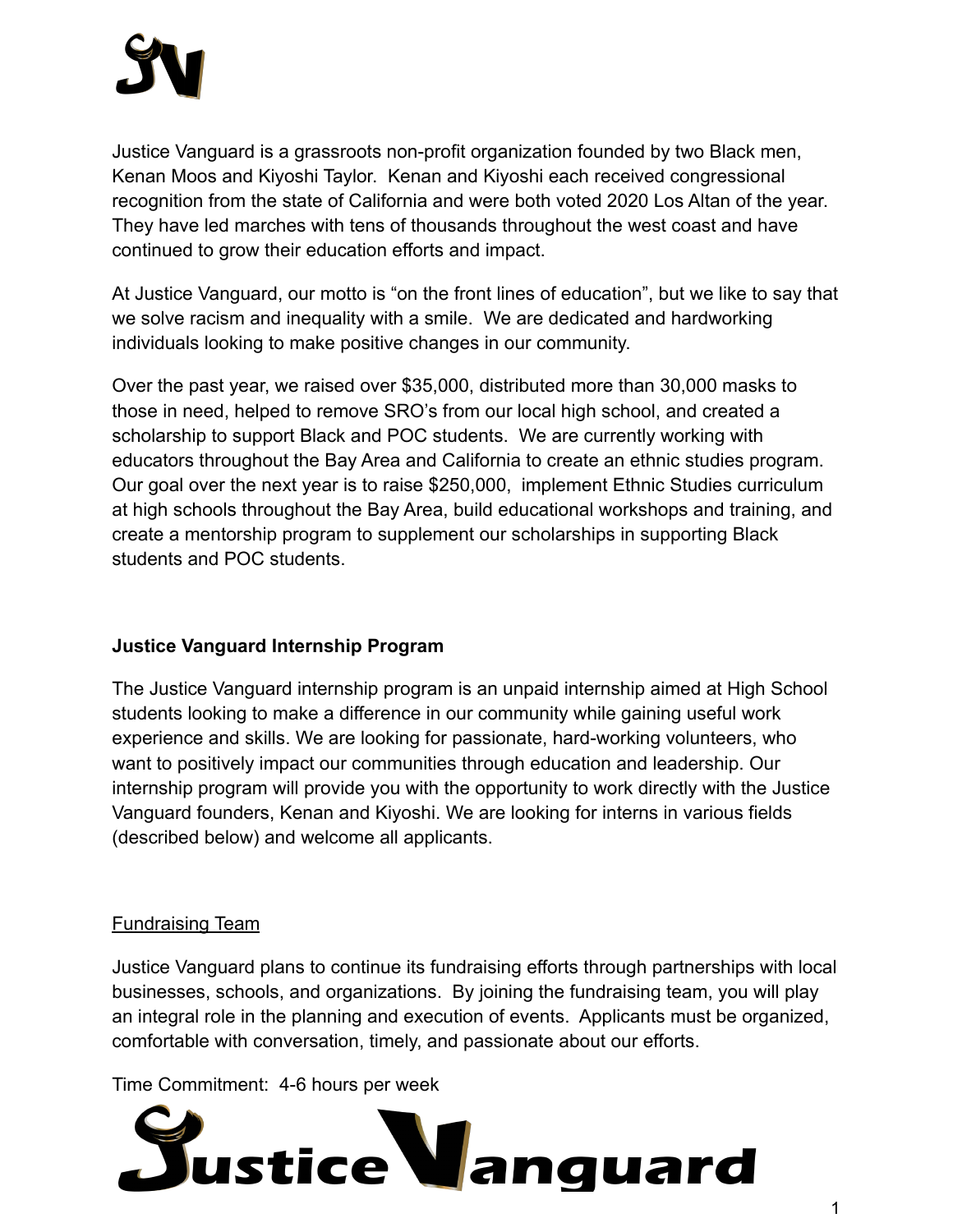Justice Vanguard is a grassroots non-profit organization founded by two Black men, Kenan Moos and Kiyoshi Taylor. Kenan and Kiyoshi each received congressional recognition from the state of California and were both voted 2020 Los Altan of the year. They have led marches with tens of thousands throughout the west coast and have continued to grow their education efforts and impact.

At Justice Vanguard, our motto is "on the front lines of education", but we like to say that we solve racism and inequality with a smile. We are dedicated and hardworking individuals looking to make positive changes in our community.

Over the past year, we raised over $35,000, distributed more than 30,000 masks to those in need, helped to remove SRO's from our local high school, and created a scholarship to support Black and POC students. We are currently working with educators throughout the Bay Area and California to create an ethnic studies program. Our goal over the next year is to raise $250,000, implement Ethnic Studies curriculum at high schools throughout the Bay Area, build educational workshops and training, and create a mentorship program to supplement our scholarships in supporting Black students and POC students.

**Justice Vanguard Internship Program**

The Justice Vanguard internship program is an unpaid internship aimed at High School students looking to make a difference in our community while gaining useful work experience and skills. We are looking for passionate, hard-working volunteers, who want to positively impact our communities through education and leadership. Our internship program will provide you with the opportunity to work directly with the Justice Vanguard founders, Kenan and Kiyoshi. We are looking for interns in various fields (described below) and welcome all applicants.

<u>Fundraising Team</u>

Justice Vanguard plans to continue its fundraising efforts through partnerships with local businesses, schools, and organizations. By joining the fundraising team, you will play an integral role in the planning and execution of events. Applicants must be organized, comfortable with conversation, timely, and passionate about our efforts.

Time Commitment: 4-6 hours per week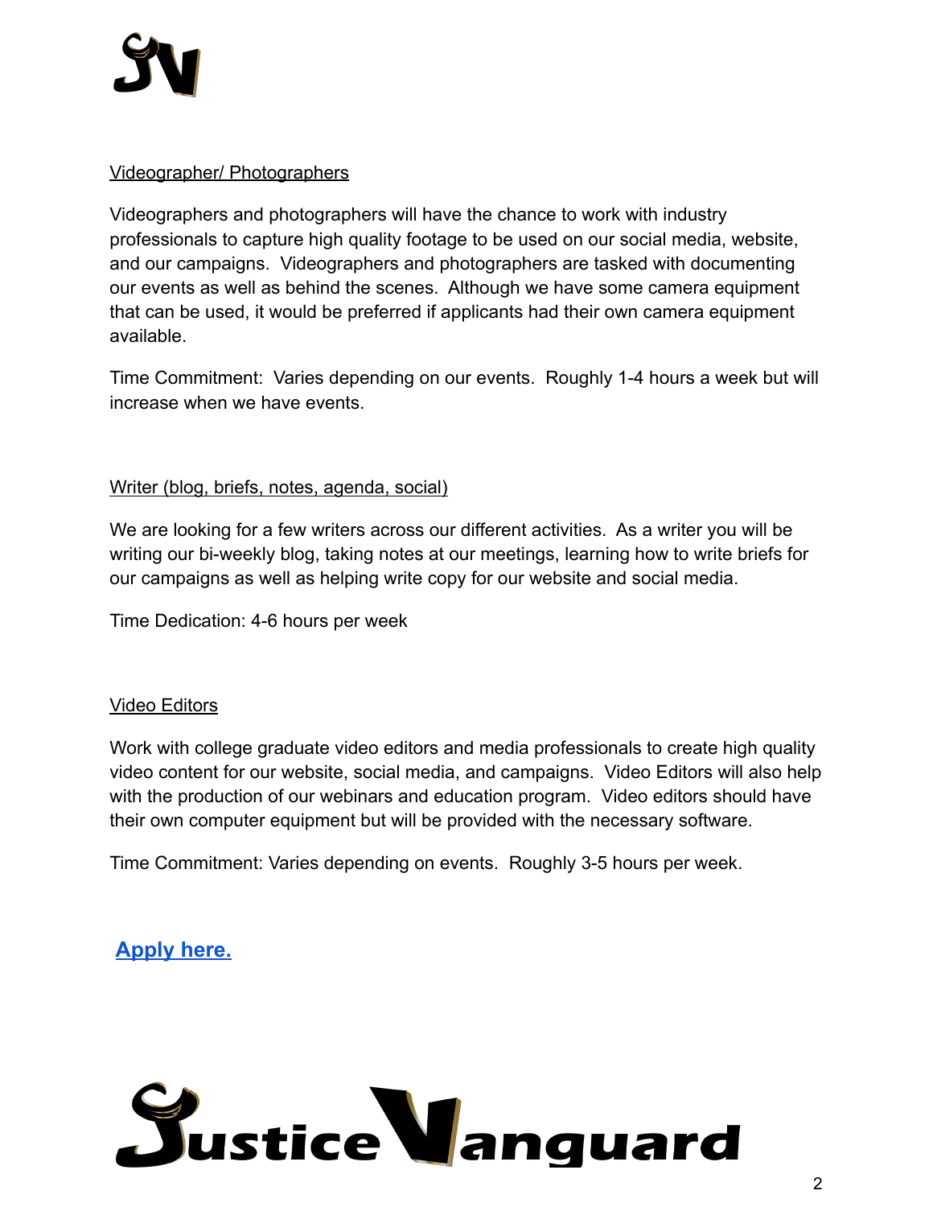## Videographer/ Photographers

Videographers and photographers will have the chance to work with industry professionals to capture high quality footage to be used on our social media, website, and our campaigns. Videographers and photographers are tasked with documenting our events as well as behind the scenes. Although we have some camera equipment that can be used, it would be preferred if applicants had their own camera equipment available.

Time Commitment: Varies depending on our events. Roughly 1-4 hours a week but will increase when we have events.

## Writer (blog, briefs, notes, agenda, social)

We are looking for a few writers across our different activities. As a writer you will be writing our bi-weekly blog, taking notes at our meetings, learning how to write briefs for our campaigns as well as helping write copy for our website and social media.

Time Dedication: 4-6 hours per week

## Video Editors

Work with college graduate video editors and media professionals to create high quality video content for our website, social media, and campaigns. Video Editors will also help with the production of our webinars and education program. Video editors should have their own computer equipment but will be provided with the necessary software.

Time Commitment: Varies depending on events. Roughly 3-5 hours per week.

**Apply here.**

Justice Vanguard